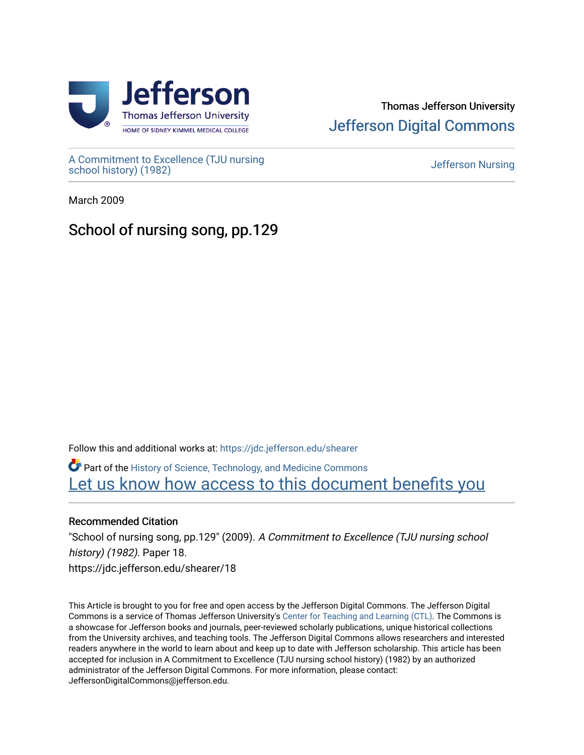Thomas Jefferson University

Jefferson Digital Commons

A Commitment to Excellence (TJU nursing school history) (1982)

Jefferson Nursing

March 2009

# School of nursing song, pp.129

Follow this and additional works at: https://jdc.jefferson.edu/shearer

Part of the History of Science, Technology, and Medicine Commons

Let us know how access to this document benefits you

## Recommended Citation

"School of nursing song, pp.129" (2009). *A Commitment to Excellence (TJU nursing school history) (1982)*. Paper 18.
https://jdc.jefferson.edu/shearer/18

This Article is brought to you for free and open access by the Jefferson Digital Commons. The Jefferson Digital Commons is a service of Thomas Jefferson University's Center for Teaching and Learning (CTL). The Commons is a showcase for Jefferson books and journals, peer-reviewed scholarly publications, unique historical collections from the University archives, and teaching tools. The Jefferson Digital Commons allows researchers and interested readers anywhere in the world to learn about and keep up to date with Jefferson scholarship. This article has been accepted for inclusion in A Commitment to Excellence (TJU nursing school history) (1982) by an authorized administrator of the Jefferson Digital Commons. For more information, please contact: JeffersonDigitalCommons@jefferson.edu.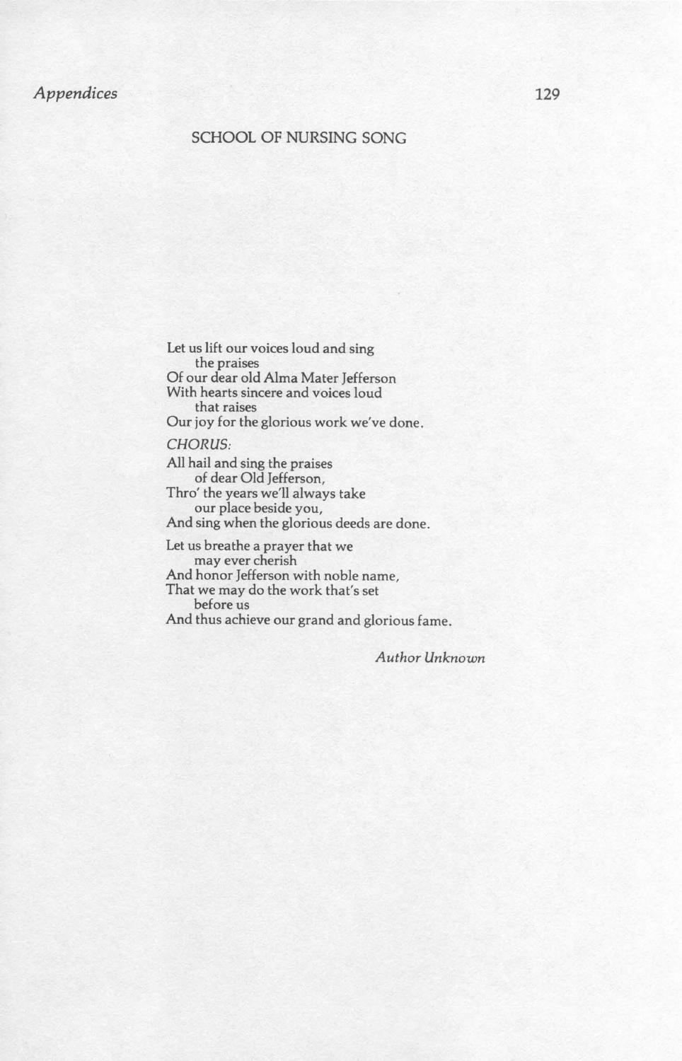## SCHOOL OF NURSING SONG

Let us lift our voices loud and sing
    the praises
Of our dear old Alma Mater Jefferson
With hearts sincere and voices loud
    that raises
Our joy for the glorious work we've done.

*CHORUS:*

All hail and sing the praises
    of dear Old Jefferson,
Thro' the years we'll always take
    our place beside you,
And sing when the glorious deeds are done.

Let us breathe a prayer that we
    may ever cherish
And honor Jefferson with noble name,
That we may do the work that's set
    before us
And thus achieve our grand and glorious fame.

*Author Unknown*